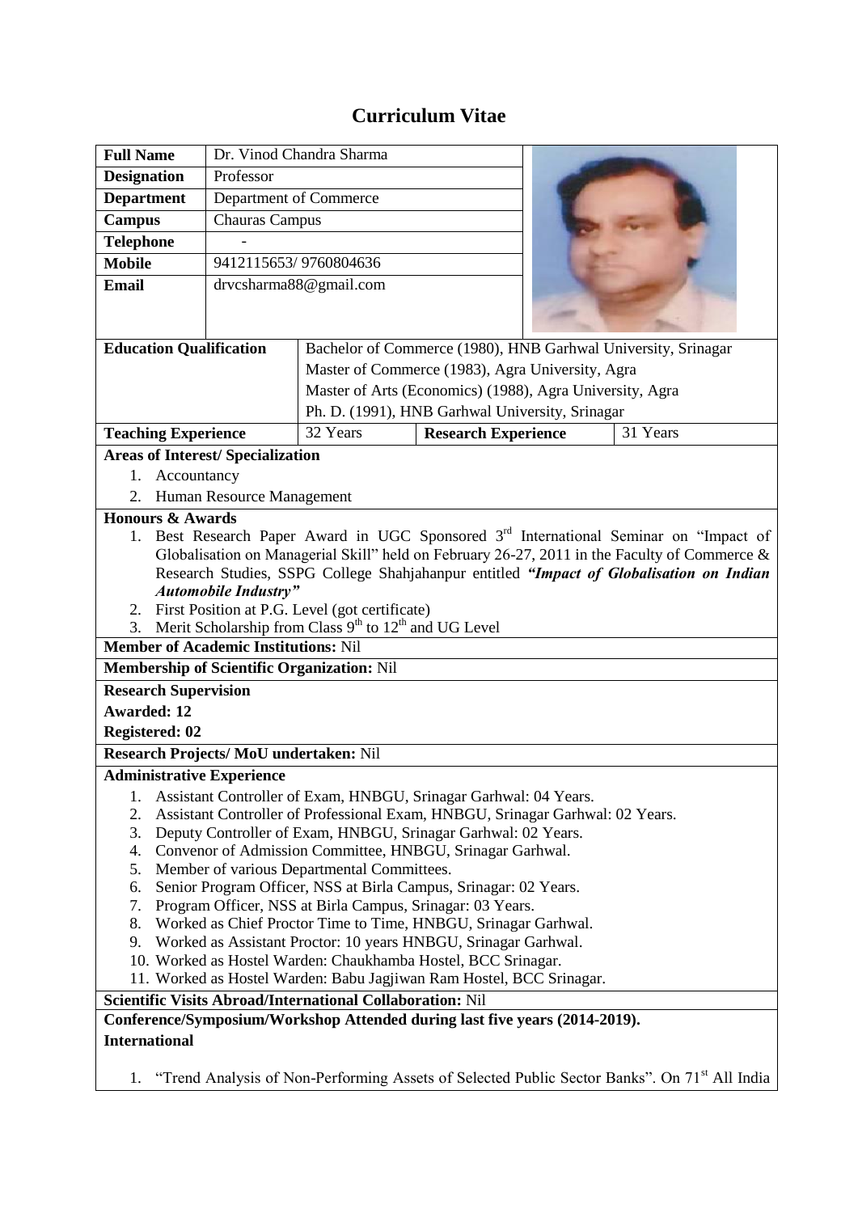# Curriculum Vitae

| Full Name | Dr. Vinod Chandra Sharma |
|---|---|
| **Designation** | Professor |
| **Department** | Department of Commerce |
| **Campus** | Chauras Campus |
| **Telephone** | - |
| **Mobile** | 9412115653/ 9760804636 |
| **Email** | drvcsharma88@gmail.com |

| Education Qualification | |
|---|---|
| | Bachelor of Commerce (1980), HNB Garhwal University, Srinagar |
| | Master of Commerce (1983), Agra University, Agra |
| | Master of Arts (Economics) (1988), Agra University, Agra |
| | Ph. D. (1991), HNB Garhwal University, Srinagar |

| Teaching Experience | 32 Years | Research Experience | 31 Years |
|---|---|---|---|

**Areas of Interest/ Specialization**

1. Accountancy
2. Human Resource Management

**Honours & Awards**

1. Best Research Paper Award in UGC Sponsored 3rd International Seminar on "Impact of Globalisation on Managerial Skill" held on February 26-27, 2011 in the Faculty of Commerce & Research Studies, SSPG College Shahjahanpur entitled ***"Impact of Globalisation on Indian Automobile Industry"***
2. First Position at P.G. Level (got certificate)
3. Merit Scholarship from Class 9th to 12th and UG Level

**Member of Academic Institutions:** Nil

**Membership of Scientific Organization:** Nil

**Research Supervision**

**Awarded: 12**

**Registered: 02**

**Research Projects/ MoU undertaken:** Nil

**Administrative Experience**

1. Assistant Controller of Exam, HNBGU, Srinagar Garhwal: 04 Years.
2. Assistant Controller of Professional Exam, HNBGU, Srinagar Garhwal: 02 Years.
3. Deputy Controller of Exam, HNBGU, Srinagar Garhwal: 02 Years.
4. Convenor of Admission Committee, HNBGU, Srinagar Garhwal.
5. Member of various Departmental Committees.
6. Senior Program Officer, NSS at Birla Campus, Srinagar: 02 Years.
7. Program Officer, NSS at Birla Campus, Srinagar: 03 Years.
8. Worked as Chief Proctor Time to Time, HNBGU, Srinagar Garhwal.
9. Worked as Assistant Proctor: 10 years HNBGU, Srinagar Garhwal.
10. Worked as Hostel Warden: Chaukhamba Hostel, BCC Srinagar.
11. Worked as Hostel Warden: Babu Jagjiwan Ram Hostel, BCC Srinagar.

**Scientific Visits Abroad/International Collaboration:** Nil

**Conference/Symposium/Workshop Attended during last five years (2014-2019).**

**International**

1. "Trend Analysis of Non-Performing Assets of Selected Public Sector Banks". On 71st All India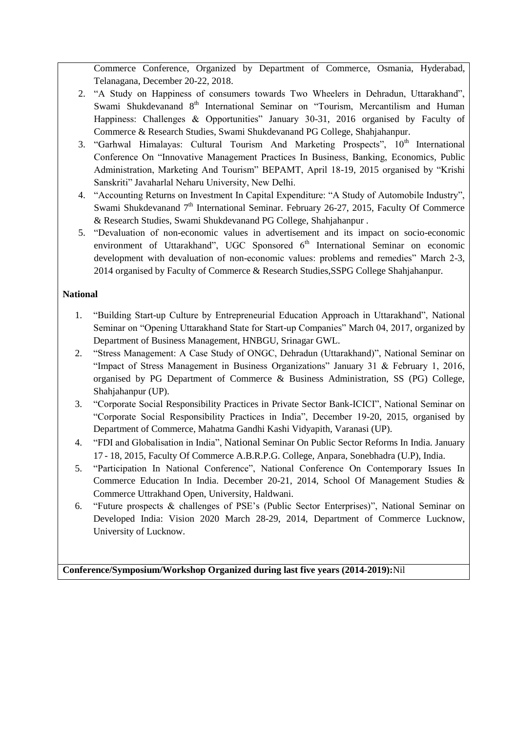Commerce Conference, Organized by Department of Commerce, Osmania, Hyderabad, Telanagana, December 20-22, 2018.

2. "A Study on Happiness of consumers towards Two Wheelers in Dehradun, Uttarakhand", Swami Shukdevanand 8th International Seminar on "Tourism, Mercantilism and Human Happiness: Challenges & Opportunities" January 30-31, 2016 organised by Faculty of Commerce & Research Studies, Swami Shukdevanand PG College, Shahjahanpur.
3. "Garhwal Himalayas: Cultural Tourism And Marketing Prospects", 10th International Conference On "Innovative Management Practices In Business, Banking, Economics, Public Administration, Marketing And Tourism" BEPAMT, April 18-19, 2015 organised by "Krishi Sanskriti" Javaharlal Neharu University, New Delhi.
4. "Accounting Returns on Investment In Capital Expenditure: "A Study of Automobile Industry", Swami Shukdevanand 7th International Seminar. February 26-27, 2015, Faculty Of Commerce & Research Studies, Swami Shukdevanand PG College, Shahjahanpur .
5. "Devaluation of non-economic values in advertisement and its impact on socio-economic environment of Uttarakhand", UGC Sponsored 6th International Seminar on economic development with devaluation of non-economic values: problems and remedies" March 2-3, 2014 organised by Faculty of Commerce & Research Studies,SSPG College Shahjahanpur.

**National**

1. "Building Start-up Culture by Entrepreneurial Education Approach in Uttarakhand", National Seminar on "Opening Uttarakhand State for Start-up Companies" March 04, 2017, organized by Department of Business Management, HNBGU, Srinagar GWL.
2. "Stress Management: A Case Study of ONGC, Dehradun (Uttarakhand)", National Seminar on "Impact of Stress Management in Business Organizations" January 31 & February 1, 2016, organised by PG Department of Commerce & Business Administration, SS (PG) College, Shahjahanpur (UP).
3. "Corporate Social Responsibility Practices in Private Sector Bank-ICICI", National Seminar on "Corporate Social Responsibility Practices in India", December 19-20, 2015, organised by Department of Commerce, Mahatma Gandhi Kashi Vidyapith, Varanasi (UP).
4. "FDI and Globalisation in India", National Seminar On Public Sector Reforms In India. January 17 - 18, 2015, Faculty Of Commerce A.B.R.P.G. College, Anpara, Sonebhadra (U.P), India.
5. "Participation In National Conference", National Conference On Contemporary Issues In Commerce Education In India. December 20-21, 2014, School Of Management Studies & Commerce Uttrakhand Open, University, Haldwani.
6. "Future prospects & challenges of PSE's (Public Sector Enterprises)", National Seminar on Developed India: Vision 2020 March 28-29, 2014, Department of Commerce Lucknow, University of Lucknow.

**Conference/Symposium/Workshop Organized during last five years (2014-2019):**Nil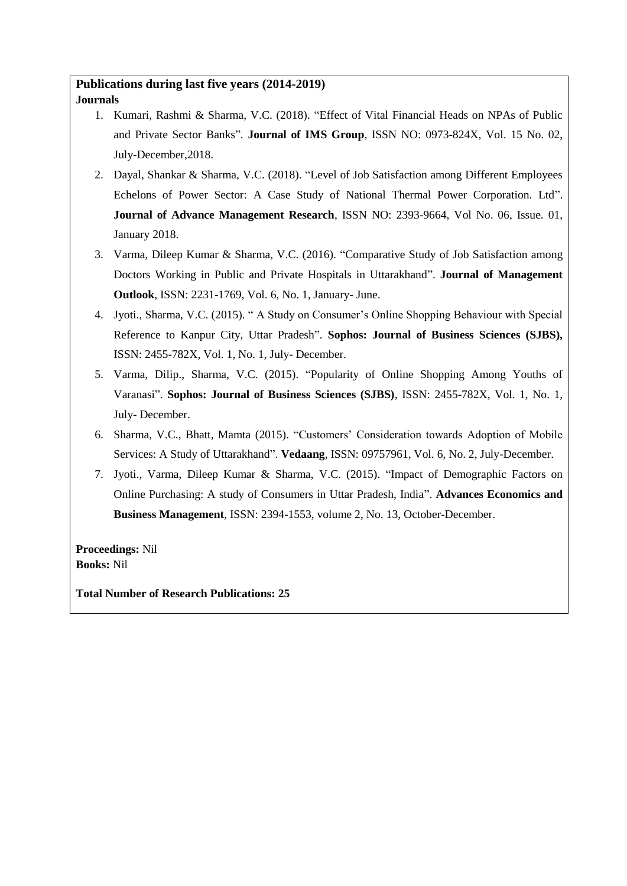**Publications during last five years (2014-2019)**

**Journals**

1. Kumari, Rashmi & Sharma, V.C. (2018). "Effect of Vital Financial Heads on NPAs of Public and Private Sector Banks". **Journal of IMS Group**, ISSN NO: 0973-824X, Vol. 15 No. 02, July-December,2018.
2. Dayal, Shankar & Sharma, V.C. (2018). "Level of Job Satisfaction among Different Employees Echelons of Power Sector: A Case Study of National Thermal Power Corporation. Ltd". **Journal of Advance Management Research**, ISSN NO: 2393-9664, Vol No. 06, Issue. 01, January 2018.
3. Varma, Dileep Kumar & Sharma, V.C. (2016). "Comparative Study of Job Satisfaction among Doctors Working in Public and Private Hospitals in Uttarakhand". **Journal of Management Outlook**, ISSN: 2231-1769, Vol. 6, No. 1, January- June.
4. Jyoti., Sharma, V.C. (2015). " A Study on Consumer's Online Shopping Behaviour with Special Reference to Kanpur City, Uttar Pradesh". **Sophos: Journal of Business Sciences (SJBS),** ISSN: 2455-782X, Vol. 1, No. 1, July- December.
5. Varma, Dilip., Sharma, V.C. (2015). "Popularity of Online Shopping Among Youths of Varanasi". **Sophos: Journal of Business Sciences (SJBS)**, ISSN: 2455-782X, Vol. 1, No. 1, July- December.
6. Sharma, V.C., Bhatt, Mamta (2015). "Customers' Consideration towards Adoption of Mobile Services: A Study of Uttarakhand". **Vedaang**, ISSN: 09757961, Vol. 6, No. 2, July-December.
7. Jyoti., Varma, Dileep Kumar & Sharma, V.C. (2015). "Impact of Demographic Factors on Online Purchasing: A study of Consumers in Uttar Pradesh, India". **Advances Economics and Business Management**, ISSN: 2394-1553, volume 2, No. 13, October-December.

**Proceedings:** Nil
**Books:** Nil

**Total Number of Research Publications: 25**